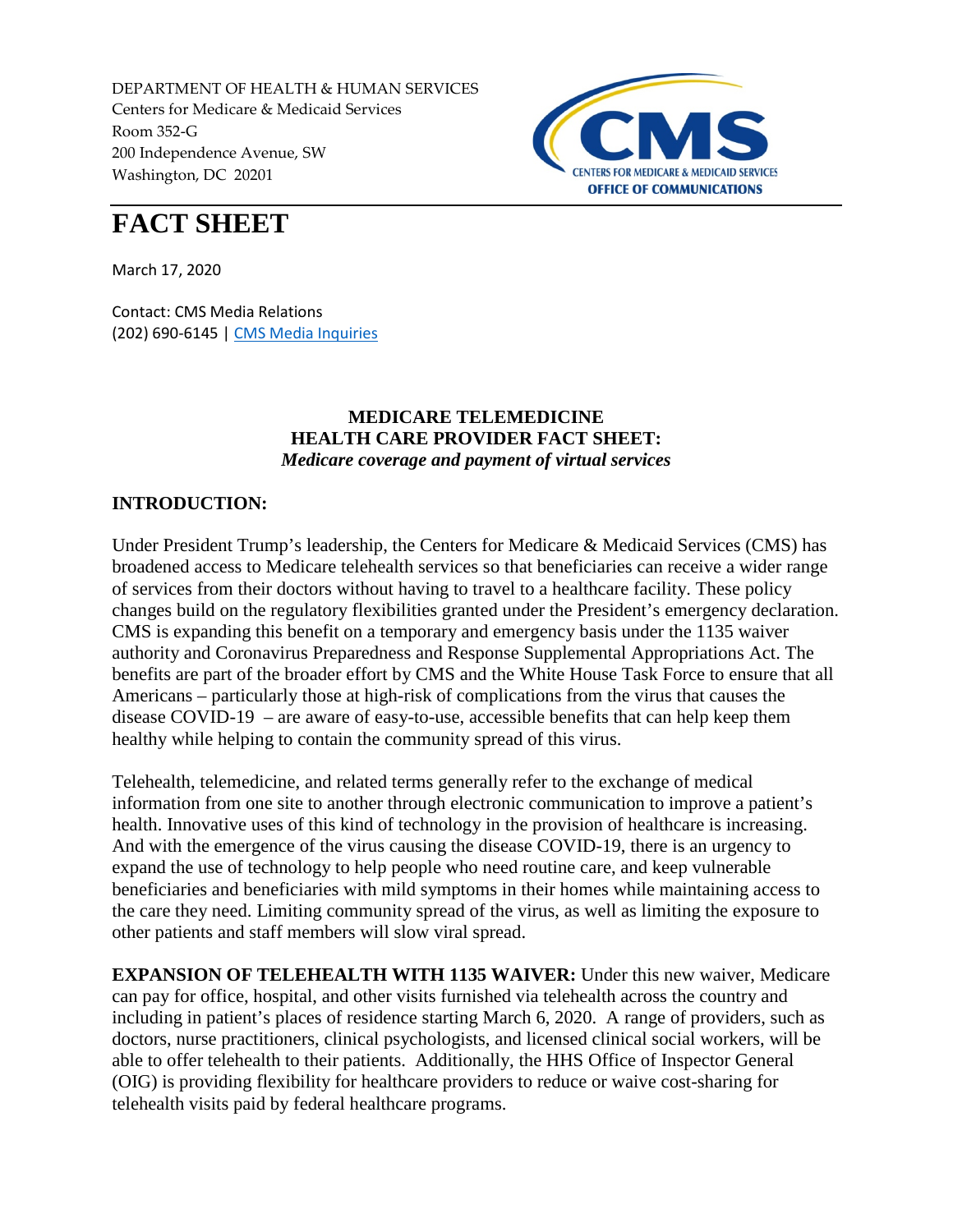DEPARTMENT OF HEALTH & HUMAN SERVICES
Centers for Medicare & Medicaid Services
Room 352-G
200 Independence Avenue, SW
Washington, DC 20201

CMS
CENTERS FOR MEDICARE & MEDICAID SERVICES
OFFICE OF COMMUNICATIONS

# FACT SHEET

March 17, 2020

Contact: CMS Media Relations
(202) 690-6145 | CMS Media Inquiries

## MEDICARE TELEMEDICINE HEALTH CARE PROVIDER FACT SHEET:

*Medicare coverage and payment of virtual services*

## INTRODUCTION:

Under President Trump's leadership, the Centers for Medicare & Medicaid Services (CMS) has broadened access to Medicare telehealth services so that beneficiaries can receive a wider range of services from their doctors without having to travel to a healthcare facility. These policy changes build on the regulatory flexibilities granted under the President's emergency declaration. CMS is expanding this benefit on a temporary and emergency basis under the 1135 waiver authority and Coronavirus Preparedness and Response Supplemental Appropriations Act. The benefits are part of the broader effort by CMS and the White House Task Force to ensure that all Americans – particularly those at high-risk of complications from the virus that causes the disease COVID-19 – are aware of easy-to-use, accessible benefits that can help keep them healthy while helping to contain the community spread of this virus.

Telehealth, telemedicine, and related terms generally refer to the exchange of medical information from one site to another through electronic communication to improve a patient's health. Innovative uses of this kind of technology in the provision of healthcare is increasing. And with the emergence of the virus causing the disease COVID-19, there is an urgency to expand the use of technology to help people who need routine care, and keep vulnerable beneficiaries and beneficiaries with mild symptoms in their homes while maintaining access to the care they need. Limiting community spread of the virus, as well as limiting the exposure to other patients and staff members will slow viral spread.

**EXPANSION OF TELEHEALTH WITH 1135 WAIVER:** Under this new waiver, Medicare can pay for office, hospital, and other visits furnished via telehealth across the country and including in patient's places of residence starting March 6, 2020. A range of providers, such as doctors, nurse practitioners, clinical psychologists, and licensed clinical social workers, will be able to offer telehealth to their patients. Additionally, the HHS Office of Inspector General (OIG) is providing flexibility for healthcare providers to reduce or waive cost-sharing for telehealth visits paid by federal healthcare programs.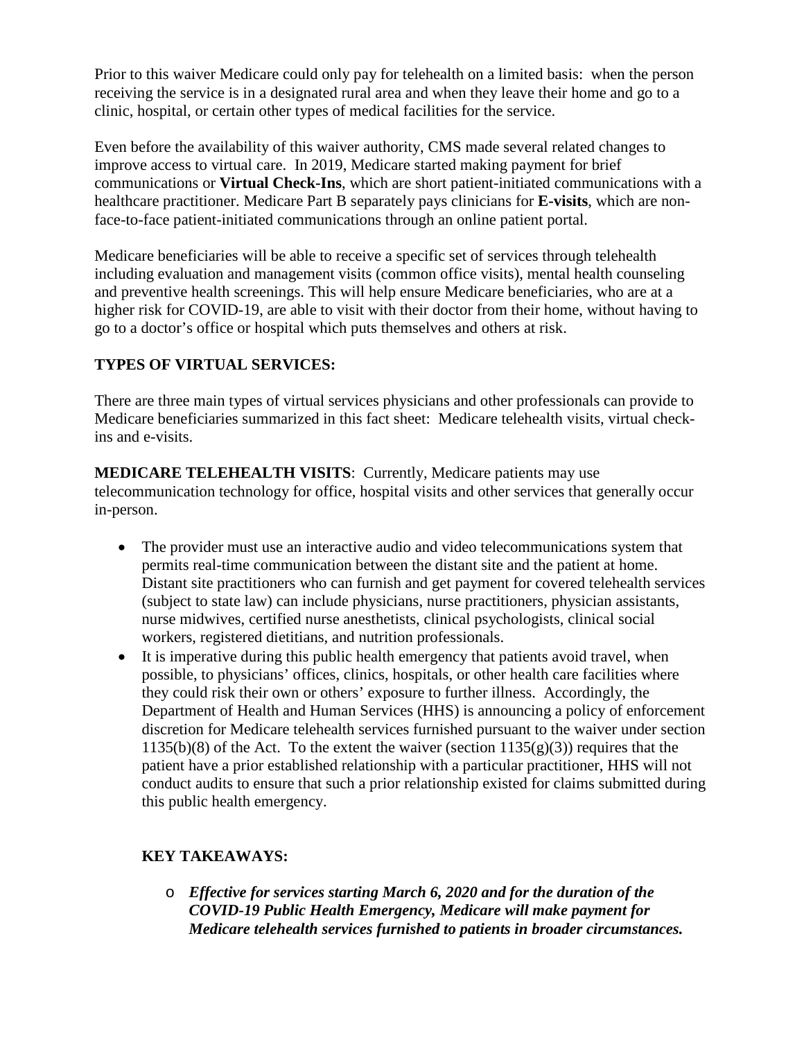Prior to this waiver Medicare could only pay for telehealth on a limited basis: when the person receiving the service is in a designated rural area and when they leave their home and go to a clinic, hospital, or certain other types of medical facilities for the service.

Even before the availability of this waiver authority, CMS made several related changes to improve access to virtual care. In 2019, Medicare started making payment for brief communications or **Virtual Check-Ins**, which are short patient-initiated communications with a healthcare practitioner. Medicare Part B separately pays clinicians for **E-visits**, which are non-face-to-face patient-initiated communications through an online patient portal.

Medicare beneficiaries will be able to receive a specific set of services through telehealth including evaluation and management visits (common office visits), mental health counseling and preventive health screenings. This will help ensure Medicare beneficiaries, who are at a higher risk for COVID-19, are able to visit with their doctor from their home, without having to go to a doctor's office or hospital which puts themselves and others at risk.

**TYPES OF VIRTUAL SERVICES:**

There are three main types of virtual services physicians and other professionals can provide to Medicare beneficiaries summarized in this fact sheet: Medicare telehealth visits, virtual check-ins and e-visits.

**MEDICARE TELEHEALTH VISITS**: Currently, Medicare patients may use telecommunication technology for office, hospital visits and other services that generally occur in-person.

- The provider must use an interactive audio and video telecommunications system that permits real-time communication between the distant site and the patient at home. Distant site practitioners who can furnish and get payment for covered telehealth services (subject to state law) can include physicians, nurse practitioners, physician assistants, nurse midwives, certified nurse anesthetists, clinical psychologists, clinical social workers, registered dietitians, and nutrition professionals.
- It is imperative during this public health emergency that patients avoid travel, when possible, to physicians' offices, clinics, hospitals, or other health care facilities where they could risk their own or others' exposure to further illness. Accordingly, the Department of Health and Human Services (HHS) is announcing a policy of enforcement discretion for Medicare telehealth services furnished pursuant to the waiver under section 1135(b)(8) of the Act. To the extent the waiver (section 1135(g)(3)) requires that the patient have a prior established relationship with a particular practitioner, HHS will not conduct audits to ensure that such a prior relationship existed for claims submitted during this public health emergency.

**KEY TAKEAWAYS:**

- ***Effective for services starting March 6, 2020 and for the duration of the COVID-19 Public Health Emergency, Medicare will make payment for Medicare telehealth services furnished to patients in broader circumstances.***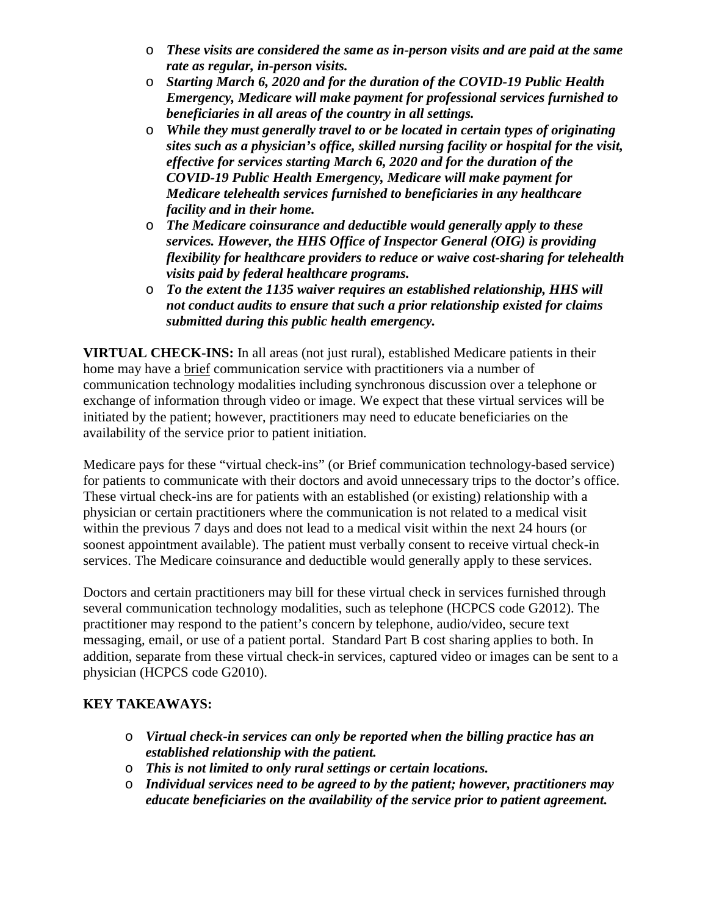- ***These visits are considered the same as in-person visits and are paid at the same rate as regular, in-person visits.***
- ***Starting March 6, 2020 and for the duration of the COVID-19 Public Health Emergency, Medicare will make payment for professional services furnished to beneficiaries in all areas of the country in all settings.***
- ***While they must generally travel to or be located in certain types of originating sites such as a physician's office, skilled nursing facility or hospital for the visit, effective for services starting March 6, 2020 and for the duration of the COVID-19 Public Health Emergency, Medicare will make payment for Medicare telehealth services furnished to beneficiaries in any healthcare facility and in their home.***
- ***The Medicare coinsurance and deductible would generally apply to these services. However, the HHS Office of Inspector General (OIG) is providing flexibility for healthcare providers to reduce or waive cost-sharing for telehealth visits paid by federal healthcare programs.***
- ***To the extent the 1135 waiver requires an established relationship, HHS will not conduct audits to ensure that such a prior relationship existed for claims submitted during this public health emergency.***

**VIRTUAL CHECK-INS:** In all areas (not just rural), established Medicare patients in their home may have a brief communication service with practitioners via a number of communication technology modalities including synchronous discussion over a telephone or exchange of information through video or image. We expect that these virtual services will be initiated by the patient; however, practitioners may need to educate beneficiaries on the availability of the service prior to patient initiation.

Medicare pays for these "virtual check-ins" (or Brief communication technology-based service) for patients to communicate with their doctors and avoid unnecessary trips to the doctor's office. These virtual check-ins are for patients with an established (or existing) relationship with a physician or certain practitioners where the communication is not related to a medical visit within the previous 7 days and does not lead to a medical visit within the next 24 hours (or soonest appointment available). The patient must verbally consent to receive virtual check-in services. The Medicare coinsurance and deductible would generally apply to these services.

Doctors and certain practitioners may bill for these virtual check in services furnished through several communication technology modalities, such as telephone (HCPCS code G2012). The practitioner may respond to the patient's concern by telephone, audio/video, secure text messaging, email, or use of a patient portal. Standard Part B cost sharing applies to both. In addition, separate from these virtual check-in services, captured video or images can be sent to a physician (HCPCS code G2010).

**KEY TAKEAWAYS:**

- ***Virtual check-in services can only be reported when the billing practice has an established relationship with the patient.***
- ***This is not limited to only rural settings or certain locations.***
- ***Individual services need to be agreed to by the patient; however, practitioners may educate beneficiaries on the availability of the service prior to patient agreement.***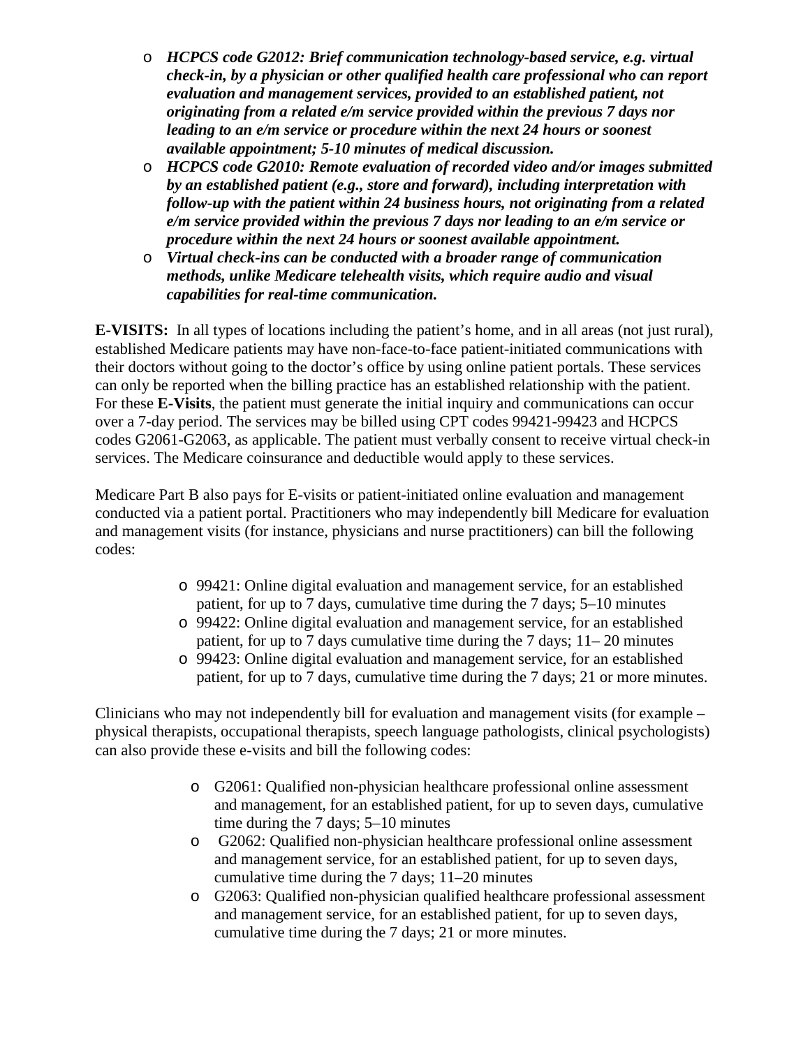- ***HCPCS code G2012: Brief communication technology-based service, e.g. virtual check-in, by a physician or other qualified health care professional who can report evaluation and management services, provided to an established patient, not originating from a related e/m service provided within the previous 7 days nor leading to an e/m service or procedure within the next 24 hours or soonest available appointment; 5-10 minutes of medical discussion.***
- ***HCPCS code G2010: Remote evaluation of recorded video and/or images submitted by an established patient (e.g., store and forward), including interpretation with follow-up with the patient within 24 business hours, not originating from a related e/m service provided within the previous 7 days nor leading to an e/m service or procedure within the next 24 hours or soonest available appointment.***
- ***Virtual check-ins can be conducted with a broader range of communication methods, unlike Medicare telehealth visits, which require audio and visual capabilities for real-time communication.***

**E-VISITS:** In all types of locations including the patient's home, and in all areas (not just rural), established Medicare patients may have non-face-to-face patient-initiated communications with their doctors without going to the doctor's office by using online patient portals. These services can only be reported when the billing practice has an established relationship with the patient. For these **E-Visits**, the patient must generate the initial inquiry and communications can occur over a 7-day period. The services may be billed using CPT codes 99421-99423 and HCPCS codes G2061-G2063, as applicable. The patient must verbally consent to receive virtual check-in services. The Medicare coinsurance and deductible would apply to these services.

Medicare Part B also pays for E-visits or patient-initiated online evaluation and management conducted via a patient portal. Practitioners who may independently bill Medicare for evaluation and management visits (for instance, physicians and nurse practitioners) can bill the following codes:

- 99421: Online digital evaluation and management service, for an established patient, for up to 7 days, cumulative time during the 7 days; 5–10 minutes
- 99422: Online digital evaluation and management service, for an established patient, for up to 7 days cumulative time during the 7 days; 11– 20 minutes
- 99423: Online digital evaluation and management service, for an established patient, for up to 7 days, cumulative time during the 7 days; 21 or more minutes.

Clinicians who may not independently bill for evaluation and management visits (for example – physical therapists, occupational therapists, speech language pathologists, clinical psychologists) can also provide these e-visits and bill the following codes:

- G2061: Qualified non-physician healthcare professional online assessment and management, for an established patient, for up to seven days, cumulative time during the 7 days; 5–10 minutes
- G2062: Qualified non-physician healthcare professional online assessment and management service, for an established patient, for up to seven days, cumulative time during the 7 days; 11–20 minutes
- G2063: Qualified non-physician qualified healthcare professional assessment and management service, for an established patient, for up to seven days, cumulative time during the 7 days; 21 or more minutes.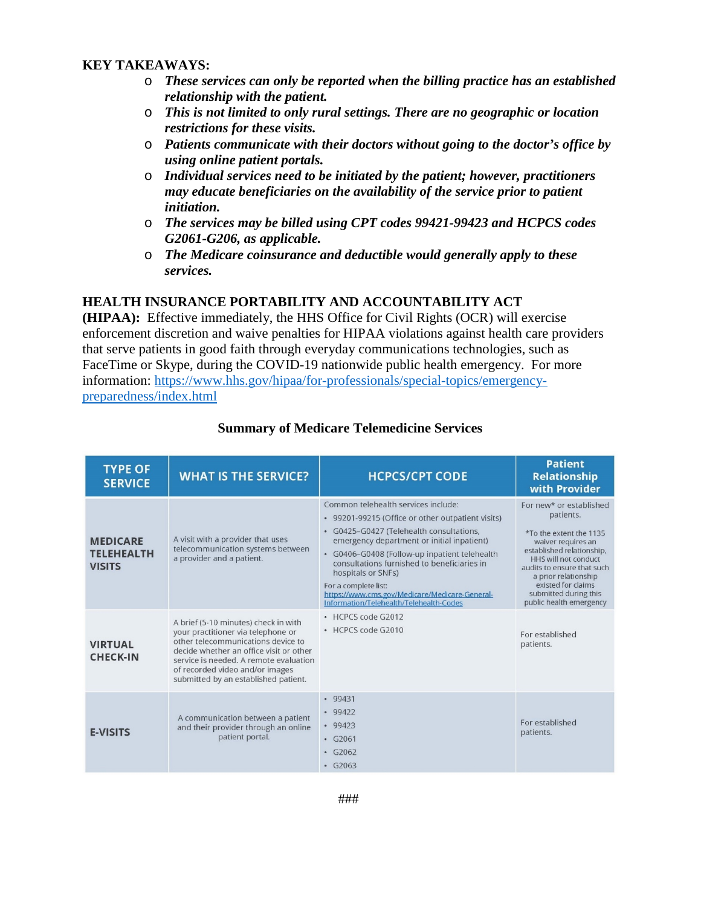**KEY TAKEAWAYS:**

- ***These services can only be reported when the billing practice has an established relationship with the patient.***
- ***This is not limited to only rural settings. There are no geographic or location restrictions for these visits.***
- ***Patients communicate with their doctors without going to the doctor's office by using online patient portals.***
- ***Individual services need to be initiated by the patient; however, practitioners may educate beneficiaries on the availability of the service prior to patient initiation.***
- ***The services may be billed using CPT codes 99421-99423 and HCPCS codes G2061-G206, as applicable.***
- ***The Medicare coinsurance and deductible would generally apply to these services.***

**HEALTH INSURANCE PORTABILITY AND ACCOUNTABILITY ACT (HIPAA):** Effective immediately, the HHS Office for Civil Rights (OCR) will exercise enforcement discretion and waive penalties for HIPAA violations against health care providers that serve patients in good faith through everyday communications technologies, such as FaceTime or Skype, during the COVID-19 nationwide public health emergency. For more information: [https://www.hhs.gov/hipaa/for-professionals/special-topics/emergency-preparedness/index.html](https://www.hhs.gov/hipaa/for-professionals/special-topics/emergency-preparedness/index.html)

**Summary of Medicare Telemedicine Services**

| TYPE OF SERVICE | WHAT IS THE SERVICE? | HCPCS/CPT CODE | Patient Relationship with Provider |
|---|---|---|---|
| MEDICARE TELEHEALTH VISITS | A visit with a provider that uses telecommunication systems between a provider and a patient. | Common telehealth services include:<br>• 99201-99215 (Office or other outpatient visits)<br>• G0425–G0427 (Telehealth consultations, emergency department or initial inpatient)<br>• G0406–G0408 (Follow-up inpatient telehealth consultations furnished to beneficiaries in hospitals or SNFs)<br>For a complete list: https://www.cms.gov/Medicare/Medicare-General-Information/Telehealth/Telehealth-Codes | For new* or established patients.<br>*To the extent the 1135 waiver requires an established relationship, HHS will not conduct audits to ensure that such a prior relationship existed for claims submitted during this public health emergency |
| VIRTUAL CHECK-IN | A brief (5-10 minutes) check in with your practitioner via telephone or other telecommunications device to decide whether an office visit or other service is needed. A remote evaluation of recorded video and/or images submitted by an established patient. | • HCPCS code G2012<br>• HCPCS code G2010 | For established patients. |
| E-VISITS | A communication between a patient and their provider through an online patient portal. | • 99431<br>• 99422<br>• 99423<br>• G2061<br>• G2062<br>• G2063 | For established patients. |

###